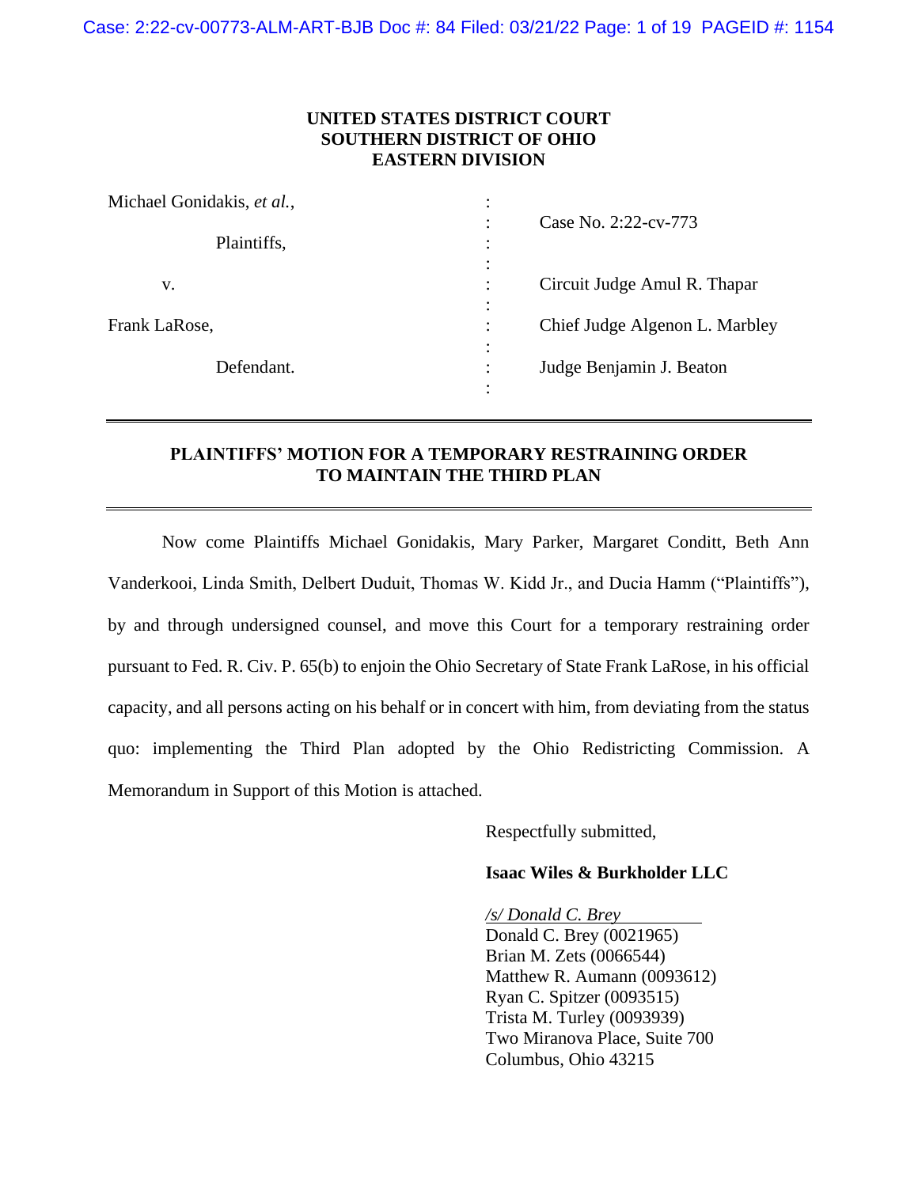**UNITED STATES DISTRICT COURT**
**SOUTHERN DISTRICT OF OHIO**
**EASTERN DIVISION**

| | | |
|---|---|---|
| Michael Gonidakis, *et al.*, | : | Case No. 2:22-cv-773 |
| Plaintiffs, | : | |
| v. | : | Circuit Judge Amul R. Thapar |
| Frank LaRose, | : | Chief Judge Algenon L. Marbley |
| Defendant. | : | Judge Benjamin J. Beaton |

---

## PLAINTIFFS' MOTION FOR A TEMPORARY RESTRAINING ORDER TO MAINTAIN THE THIRD PLAN

---

Now come Plaintiffs Michael Gonidakis, Mary Parker, Margaret Conditt, Beth Ann Vanderkooi, Linda Smith, Delbert Duduit, Thomas W. Kidd Jr., and Ducia Hamm ("Plaintiffs"), by and through undersigned counsel, and move this Court for a temporary restraining order pursuant to Fed. R. Civ. P. 65(b) to enjoin the Ohio Secretary of State Frank LaRose, in his official capacity, and all persons acting on his behalf or in concert with him, from deviating from the status quo: implementing the Third Plan adopted by the Ohio Redistricting Commission. A Memorandum in Support of this Motion is attached.

Respectfully submitted,

**Isaac Wiles & Burkholder LLC**

*/s/ Donald C. Brey*
Donald C. Brey (0021965)
Brian M. Zets (0066544)
Matthew R. Aumann (0093612)
Ryan C. Spitzer (0093515)
Trista M. Turley (0093939)
Two Miranova Place, Suite 700
Columbus, Ohio 43215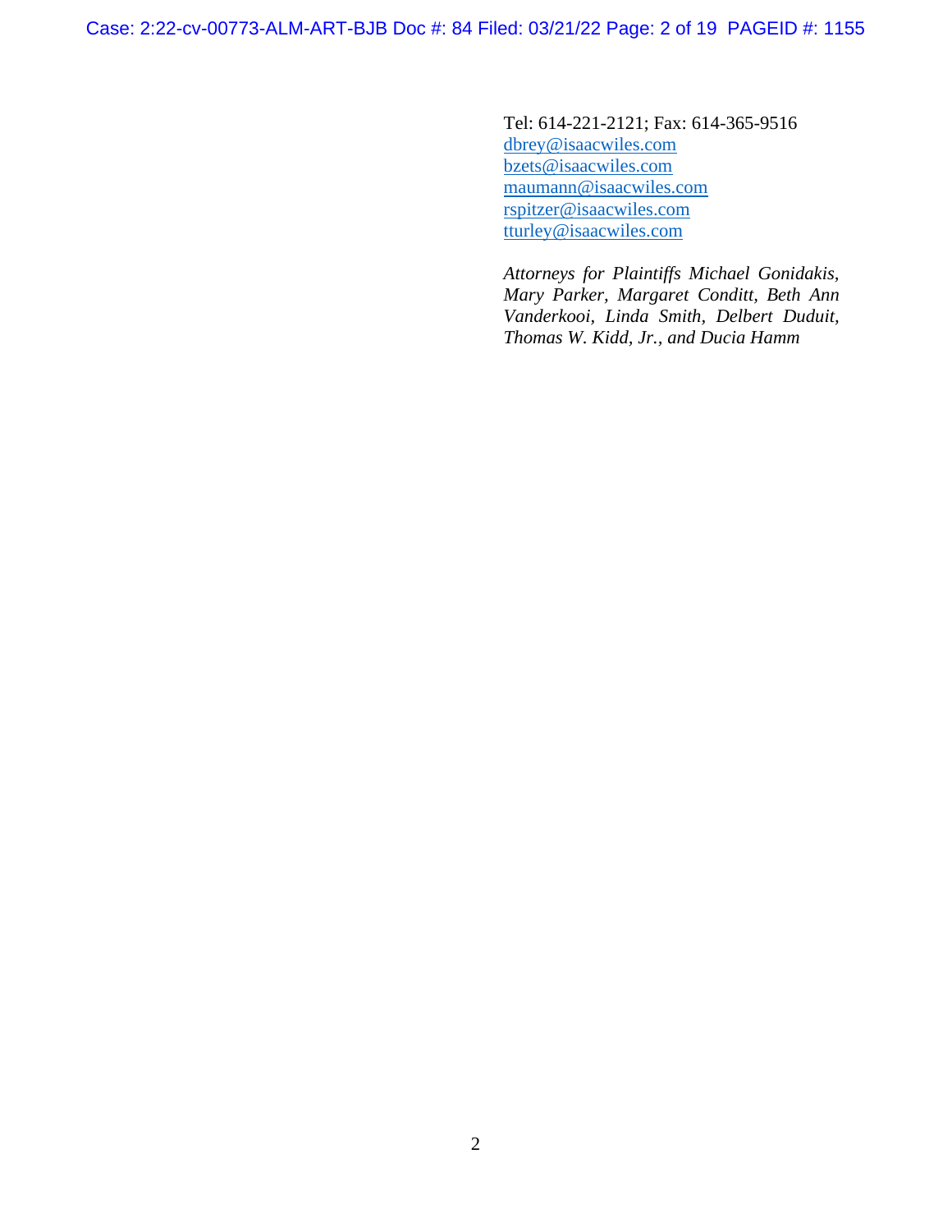Tel: 614-221-2121; Fax: 614-365-9516
dbrey@isaacwiles.com
bzets@isaacwiles.com
maumann@isaacwiles.com
rspitzer@isaacwiles.com
tturley@isaacwiles.com

*Attorneys for Plaintiffs Michael Gonidakis, Mary Parker, Margaret Conditt, Beth Ann Vanderkooi, Linda Smith, Delbert Duduit, Thomas W. Kidd, Jr., and Ducia Hamm*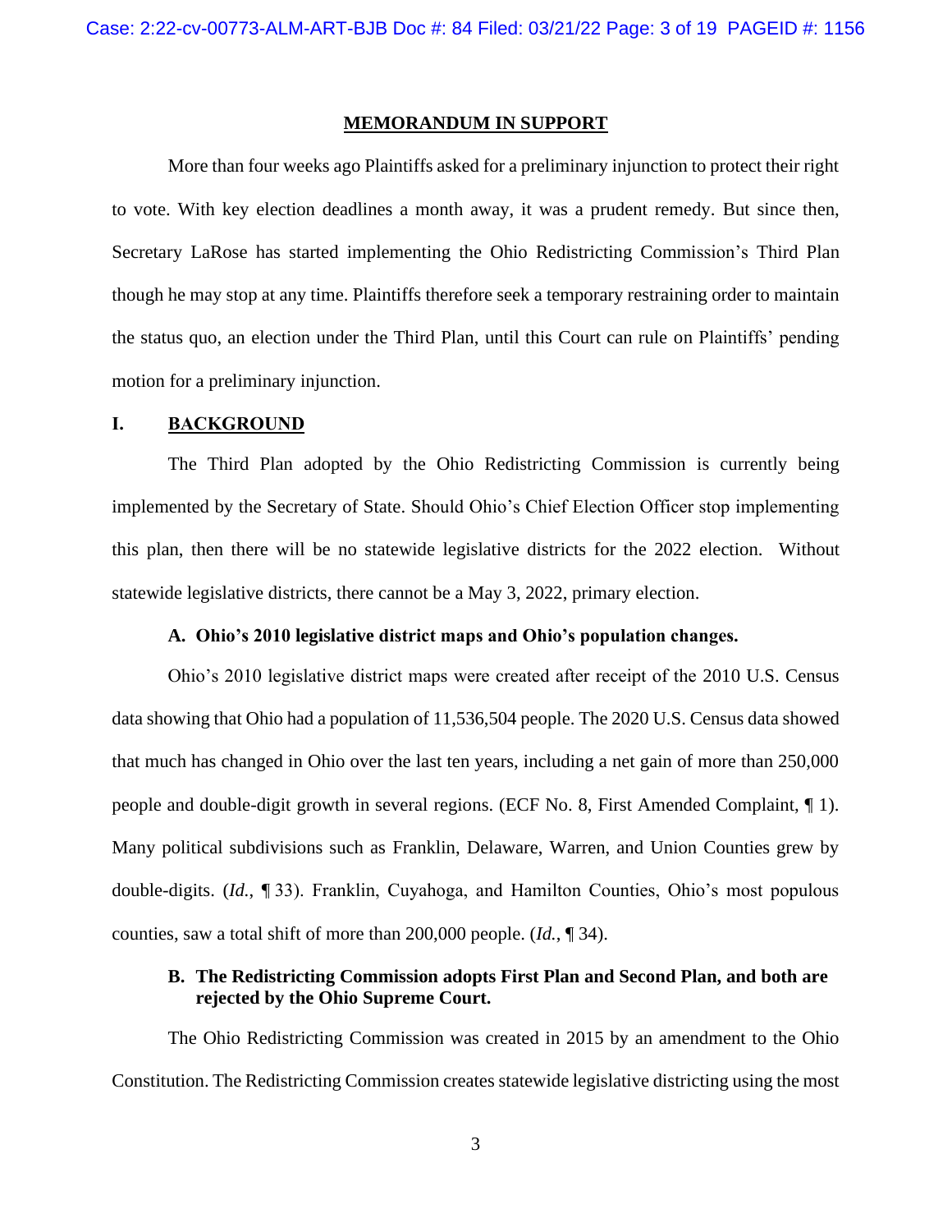## MEMORANDUM IN SUPPORT

More than four weeks ago Plaintiffs asked for a preliminary injunction to protect their right to vote. With key election deadlines a month away, it was a prudent remedy. But since then, Secretary LaRose has started implementing the Ohio Redistricting Commission's Third Plan though he may stop at any time. Plaintiffs therefore seek a temporary restraining order to maintain the status quo, an election under the Third Plan, until this Court can rule on Plaintiffs' pending motion for a preliminary injunction.

### I. BACKGROUND

The Third Plan adopted by the Ohio Redistricting Commission is currently being implemented by the Secretary of State. Should Ohio's Chief Election Officer stop implementing this plan, then there will be no statewide legislative districts for the 2022 election. Without statewide legislative districts, there cannot be a May 3, 2022, primary election.

#### A. Ohio's 2010 legislative district maps and Ohio's population changes.

Ohio's 2010 legislative district maps were created after receipt of the 2010 U.S. Census data showing that Ohio had a population of 11,536,504 people. The 2020 U.S. Census data showed that much has changed in Ohio over the last ten years, including a net gain of more than 250,000 people and double-digit growth in several regions. (ECF No. 8, First Amended Complaint, ¶ 1). Many political subdivisions such as Franklin, Delaware, Warren, and Union Counties grew by double-digits. (*Id.*, ¶ 33). Franklin, Cuyahoga, and Hamilton Counties, Ohio's most populous counties, saw a total shift of more than 200,000 people. (*Id.*, ¶ 34).

#### B. The Redistricting Commission adopts First Plan and Second Plan, and both are rejected by the Ohio Supreme Court.

The Ohio Redistricting Commission was created in 2015 by an amendment to the Ohio Constitution. The Redistricting Commission creates statewide legislative districting using the most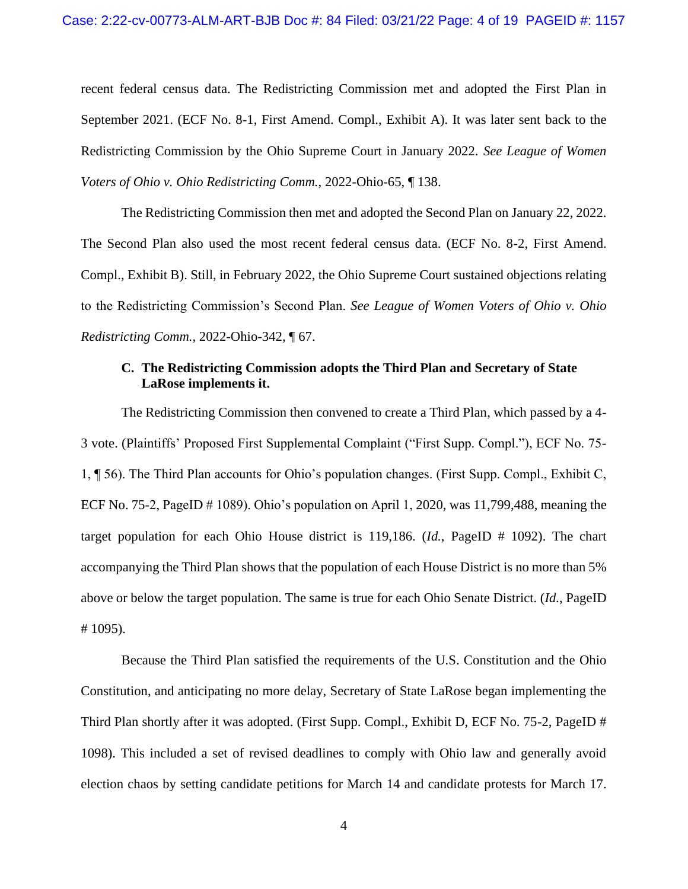recent federal census data. The Redistricting Commission met and adopted the First Plan in September 2021. (ECF No. 8-1, First Amend. Compl., Exhibit A). It was later sent back to the Redistricting Commission by the Ohio Supreme Court in January 2022. *See League of Women Voters of Ohio v. Ohio Redistricting Comm.*, 2022-Ohio-65, ¶ 138.

The Redistricting Commission then met and adopted the Second Plan on January 22, 2022. The Second Plan also used the most recent federal census data. (ECF No. 8-2, First Amend. Compl., Exhibit B). Still, in February 2022, the Ohio Supreme Court sustained objections relating to the Redistricting Commission's Second Plan. *See League of Women Voters of Ohio v. Ohio Redistricting Comm.*, 2022-Ohio-342, ¶ 67.

### C. The Redistricting Commission adopts the Third Plan and Secretary of State LaRose implements it.

The Redistricting Commission then convened to create a Third Plan, which passed by a 4-3 vote. (Plaintiffs' Proposed First Supplemental Complaint ("First Supp. Compl."), ECF No. 75-1, ¶ 56). The Third Plan accounts for Ohio's population changes. (First Supp. Compl., Exhibit C, ECF No. 75-2, PageID # 1089). Ohio's population on April 1, 2020, was 11,799,488, meaning the target population for each Ohio House district is 119,186. (*Id.*, PageID # 1092). The chart accompanying the Third Plan shows that the population of each House District is no more than 5% above or below the target population. The same is true for each Ohio Senate District. (*Id.*, PageID # 1095).

Because the Third Plan satisfied the requirements of the U.S. Constitution and the Ohio Constitution, and anticipating no more delay, Secretary of State LaRose began implementing the Third Plan shortly after it was adopted. (First Supp. Compl., Exhibit D, ECF No. 75-2, PageID # 1098). This included a set of revised deadlines to comply with Ohio law and generally avoid election chaos by setting candidate petitions for March 14 and candidate protests for March 17.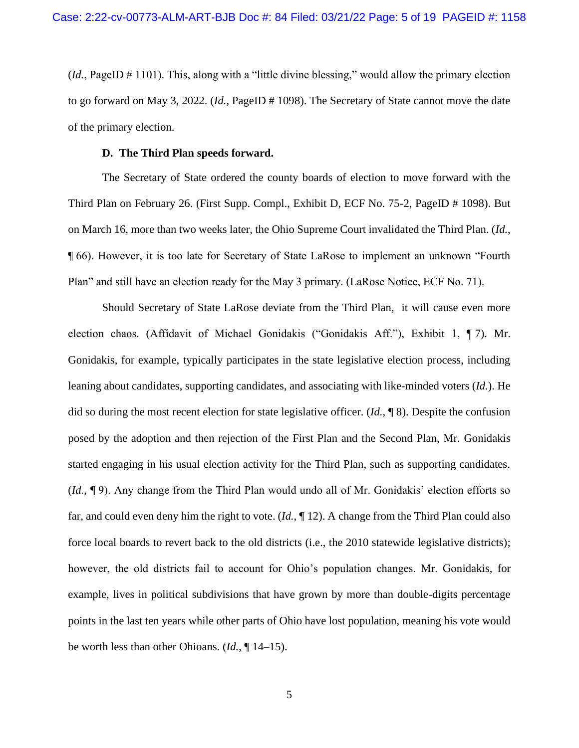(*Id.*, PageID # 1101). This, along with a "little divine blessing," would allow the primary election to go forward on May 3, 2022. (*Id.*, PageID # 1098). The Secretary of State cannot move the date of the primary election.

**D. The Third Plan speeds forward.**

The Secretary of State ordered the county boards of election to move forward with the Third Plan on February 26. (First Supp. Compl., Exhibit D, ECF No. 75-2, PageID # 1098). But on March 16, more than two weeks later, the Ohio Supreme Court invalidated the Third Plan. (*Id.*, ¶ 66). However, it is too late for Secretary of State LaRose to implement an unknown "Fourth Plan" and still have an election ready for the May 3 primary. (LaRose Notice, ECF No. 71).

Should Secretary of State LaRose deviate from the Third Plan, it will cause even more election chaos. (Affidavit of Michael Gonidakis ("Gonidakis Aff."), Exhibit 1, ¶ 7). Mr. Gonidakis, for example, typically participates in the state legislative election process, including leaning about candidates, supporting candidates, and associating with like-minded voters (*Id.*). He did so during the most recent election for state legislative officer. (*Id.*, ¶ 8). Despite the confusion posed by the adoption and then rejection of the First Plan and the Second Plan, Mr. Gonidakis started engaging in his usual election activity for the Third Plan, such as supporting candidates. (*Id.*, ¶ 9). Any change from the Third Plan would undo all of Mr. Gonidakis' election efforts so far, and could even deny him the right to vote. (*Id.*, ¶ 12). A change from the Third Plan could also force local boards to revert back to the old districts (i.e., the 2010 statewide legislative districts); however, the old districts fail to account for Ohio's population changes. Mr. Gonidakis, for example, lives in political subdivisions that have grown by more than double-digits percentage points in the last ten years while other parts of Ohio have lost population, meaning his vote would be worth less than other Ohioans. (*Id.*, ¶ 14–15).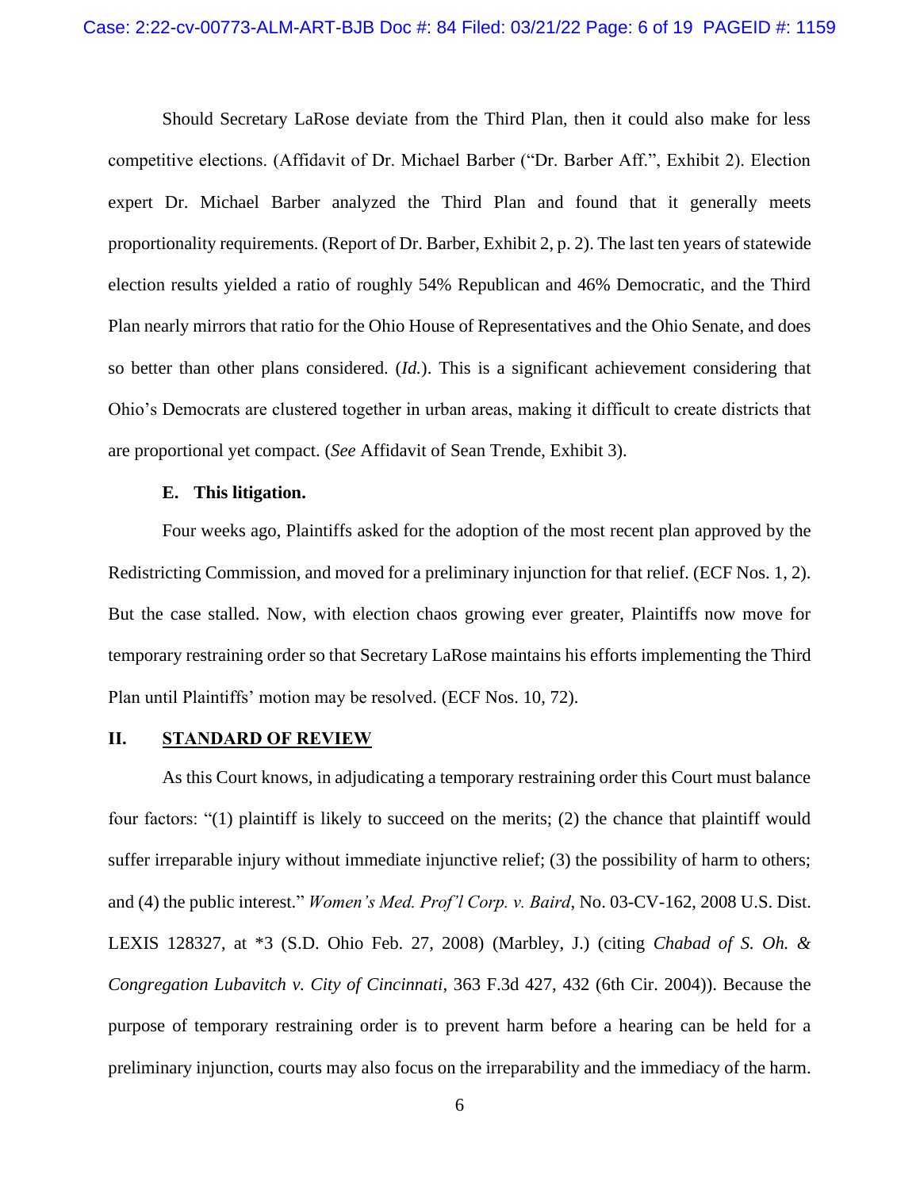Should Secretary LaRose deviate from the Third Plan, then it could also make for less competitive elections. (Affidavit of Dr. Michael Barber ("Dr. Barber Aff.", Exhibit 2). Election expert Dr. Michael Barber analyzed the Third Plan and found that it generally meets proportionality requirements. (Report of Dr. Barber, Exhibit 2, p. 2). The last ten years of statewide election results yielded a ratio of roughly 54% Republican and 46% Democratic, and the Third Plan nearly mirrors that ratio for the Ohio House of Representatives and the Ohio Senate, and does so better than other plans considered. (*Id.*). This is a significant achievement considering that Ohio's Democrats are clustered together in urban areas, making it difficult to create districts that are proportional yet compact. (*See* Affidavit of Sean Trende, Exhibit 3).

### E. This litigation.

Four weeks ago, Plaintiffs asked for the adoption of the most recent plan approved by the Redistricting Commission, and moved for a preliminary injunction for that relief. (ECF Nos. 1, 2). But the case stalled. Now, with election chaos growing ever greater, Plaintiffs now move for temporary restraining order so that Secretary LaRose maintains his efforts implementing the Third Plan until Plaintiffs' motion may be resolved. (ECF Nos. 10, 72).

## II. STANDARD OF REVIEW

As this Court knows, in adjudicating a temporary restraining order this Court must balance four factors: "(1) plaintiff is likely to succeed on the merits; (2) the chance that plaintiff would suffer irreparable injury without immediate injunctive relief; (3) the possibility of harm to others; and (4) the public interest." *Women's Med. Prof'l Corp. v. Baird*, No. 03-CV-162, 2008 U.S. Dist. LEXIS 128327, at *3 (S.D. Ohio Feb. 27, 2008) (Marbley, J.) (citing *Chabad of S. Oh. & Congregation Lubavitch v. City of Cincinnati*, 363 F.3d 427, 432 (6th Cir. 2004)). Because the purpose of temporary restraining order is to prevent harm before a hearing can be held for a preliminary injunction, courts may also focus on the irreparability and the immediacy of the harm.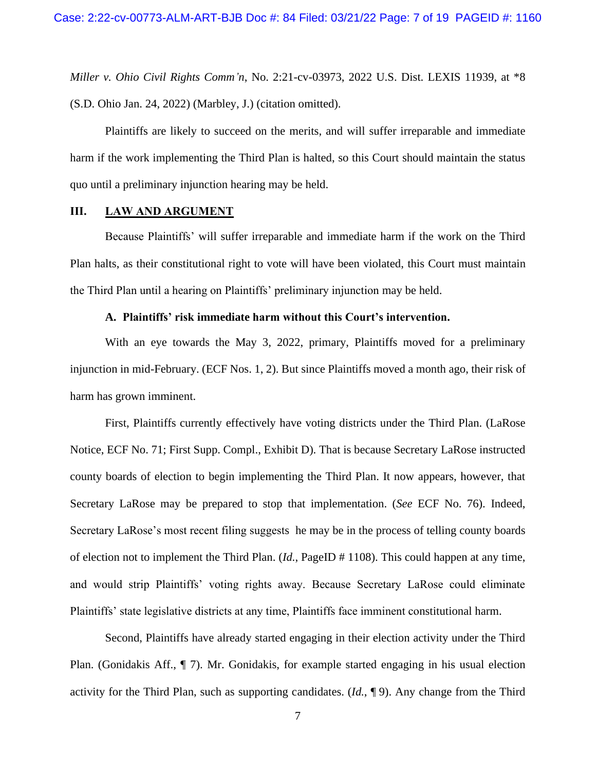*Miller v. Ohio Civil Rights Comm'n*, No. 2:21-cv-03973, 2022 U.S. Dist. LEXIS 11939, at *8 (S.D. Ohio Jan. 24, 2022) (Marbley, J.) (citation omitted).

Plaintiffs are likely to succeed on the merits, and will suffer irreparable and immediate harm if the work implementing the Third Plan is halted, so this Court should maintain the status quo until a preliminary injunction hearing may be held.

## III. LAW AND ARGUMENT

Because Plaintiffs' will suffer irreparable and immediate harm if the work on the Third Plan halts, as their constitutional right to vote will have been violated, this Court must maintain the Third Plan until a hearing on Plaintiffs' preliminary injunction may be held.

### A. Plaintiffs' risk immediate harm without this Court's intervention.

With an eye towards the May 3, 2022, primary, Plaintiffs moved for a preliminary injunction in mid-February. (ECF Nos. 1, 2). But since Plaintiffs moved a month ago, their risk of harm has grown imminent.

First, Plaintiffs currently effectively have voting districts under the Third Plan. (LaRose Notice, ECF No. 71; First Supp. Compl., Exhibit D). That is because Secretary LaRose instructed county boards of election to begin implementing the Third Plan. It now appears, however, that Secretary LaRose may be prepared to stop that implementation. (*See* ECF No. 76). Indeed, Secretary LaRose's most recent filing suggests he may be in the process of telling county boards of election not to implement the Third Plan. (*Id.*, PageID # 1108). This could happen at any time, and would strip Plaintiffs' voting rights away. Because Secretary LaRose could eliminate Plaintiffs' state legislative districts at any time, Plaintiffs face imminent constitutional harm.

Second, Plaintiffs have already started engaging in their election activity under the Third Plan. (Gonidakis Aff., ¶ 7). Mr. Gonidakis, for example started engaging in his usual election activity for the Third Plan, such as supporting candidates. (*Id.*, ¶ 9). Any change from the Third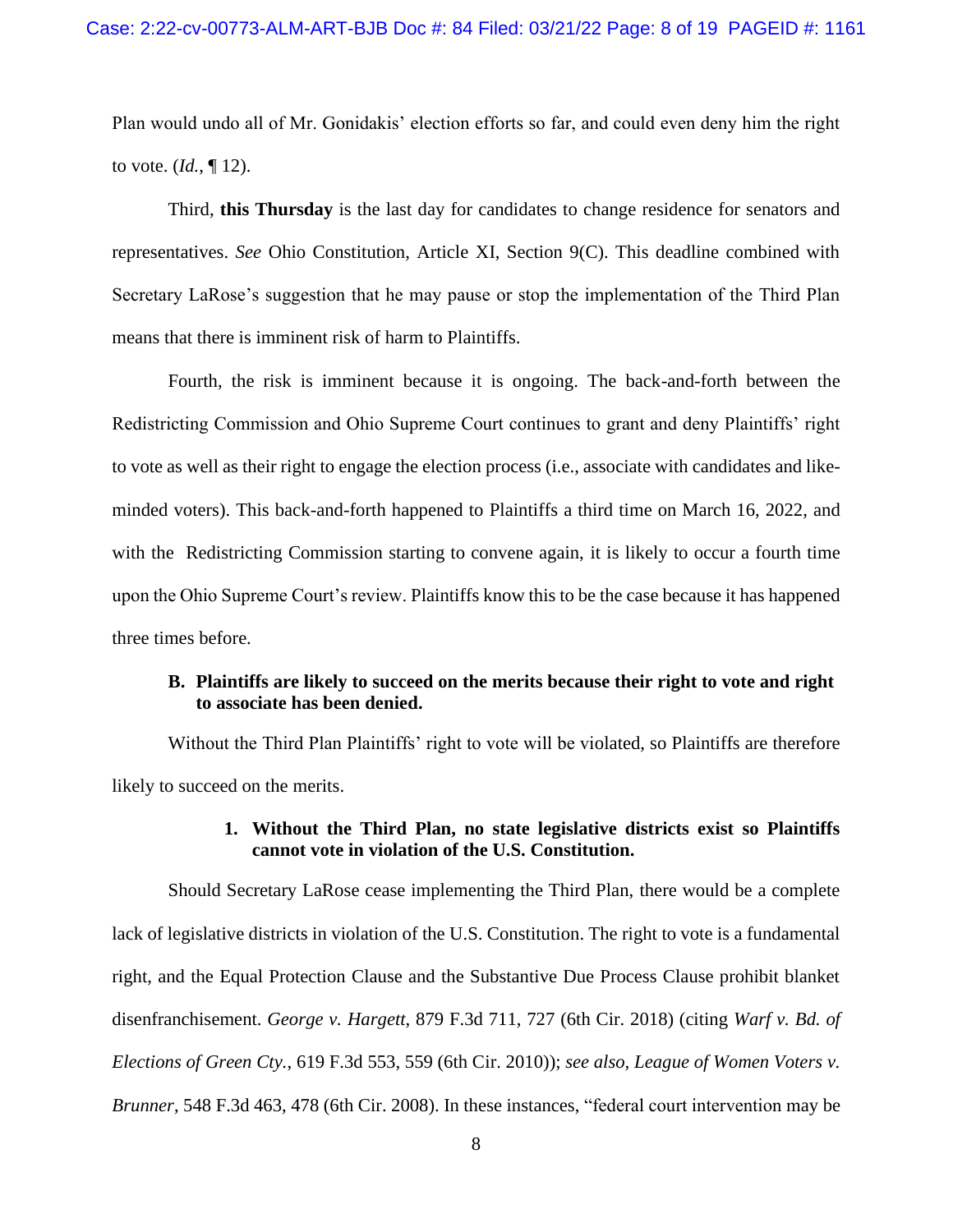Plan would undo all of Mr. Gonidakis' election efforts so far, and could even deny him the right to vote. (*Id.*, ¶ 12).

Third, **this Thursday** is the last day for candidates to change residence for senators and representatives. *See* Ohio Constitution, Article XI, Section 9(C). This deadline combined with Secretary LaRose's suggestion that he may pause or stop the implementation of the Third Plan means that there is imminent risk of harm to Plaintiffs.

Fourth, the risk is imminent because it is ongoing. The back-and-forth between the Redistricting Commission and Ohio Supreme Court continues to grant and deny Plaintiffs' right to vote as well as their right to engage the election process (i.e., associate with candidates and like-minded voters). This back-and-forth happened to Plaintiffs a third time on March 16, 2022, and with the Redistricting Commission starting to convene again, it is likely to occur a fourth time upon the Ohio Supreme Court's review. Plaintiffs know this to be the case because it has happened three times before.

### B. Plaintiffs are likely to succeed on the merits because their right to vote and right to associate has been denied.

Without the Third Plan Plaintiffs' right to vote will be violated, so Plaintiffs are therefore likely to succeed on the merits.

#### 1. Without the Third Plan, no state legislative districts exist so Plaintiffs cannot vote in violation of the U.S. Constitution.

Should Secretary LaRose cease implementing the Third Plan, there would be a complete lack of legislative districts in violation of the U.S. Constitution. The right to vote is a fundamental right, and the Equal Protection Clause and the Substantive Due Process Clause prohibit blanket disenfranchisement. *George v. Hargett*, 879 F.3d 711, 727 (6th Cir. 2018) (citing *Warf v. Bd. of Elections of Green Cty.*, 619 F.3d 553, 559 (6th Cir. 2010)); *see also*, *League of Women Voters v. Brunner*, 548 F.3d 463, 478 (6th Cir. 2008). In these instances, "federal court intervention may be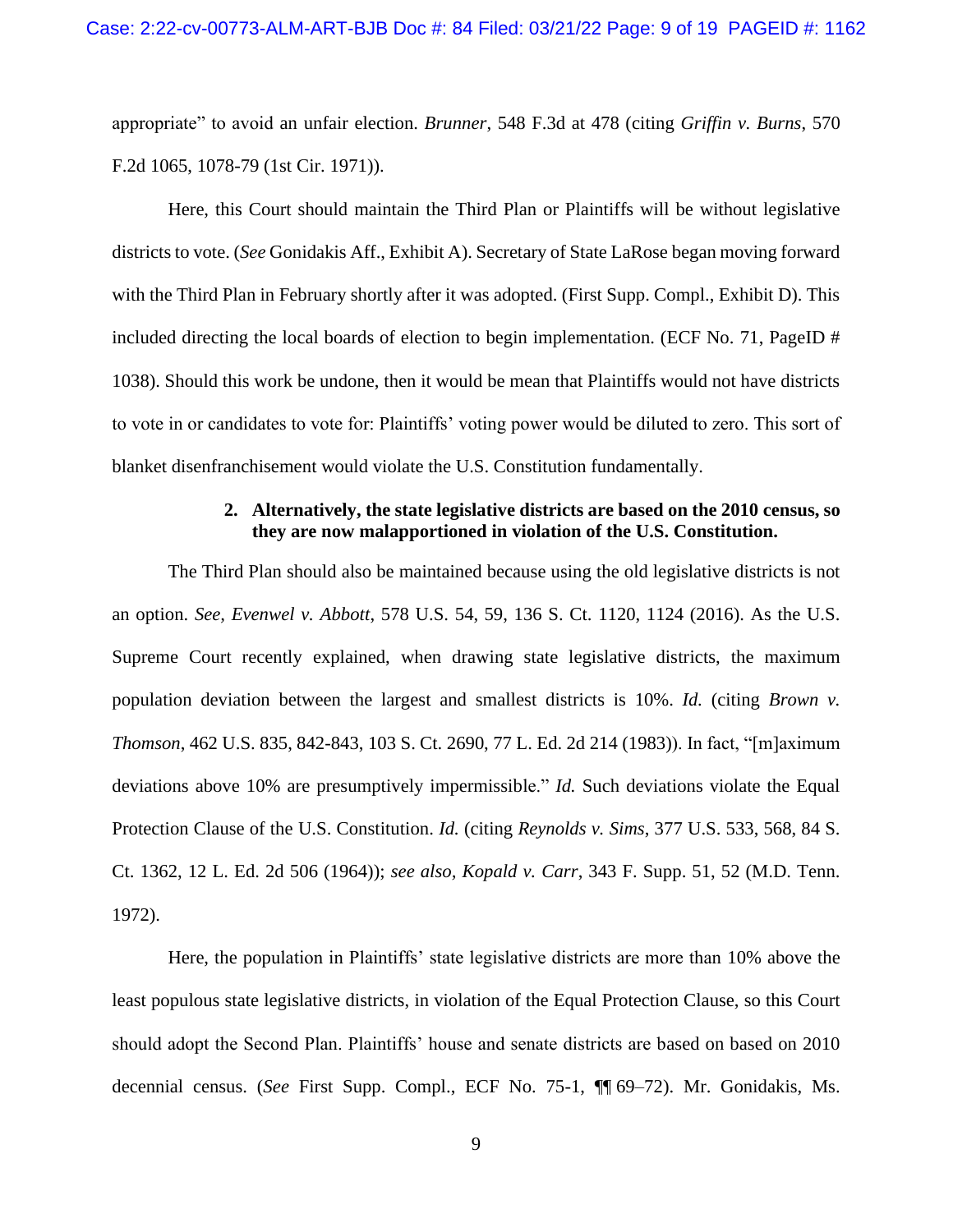appropriate" to avoid an unfair election. *Brunner*, 548 F.3d at 478 (citing *Griffin v. Burns*, 570 F.2d 1065, 1078-79 (1st Cir. 1971)).

Here, this Court should maintain the Third Plan or Plaintiffs will be without legislative districts to vote. (*See* Gonidakis Aff., Exhibit A). Secretary of State LaRose began moving forward with the Third Plan in February shortly after it was adopted. (First Supp. Compl., Exhibit D). This included directing the local boards of election to begin implementation. (ECF No. 71, PageID # 1038). Should this work be undone, then it would be mean that Plaintiffs would not have districts to vote in or candidates to vote for: Plaintiffs' voting power would be diluted to zero. This sort of blanket disenfranchisement would violate the U.S. Constitution fundamentally.

**2. Alternatively, the state legislative districts are based on the 2010 census, so they are now malapportioned in violation of the U.S. Constitution.**

The Third Plan should also be maintained because using the old legislative districts is not an option. *See*, *Evenwel v. Abbott*, 578 U.S. 54, 59, 136 S. Ct. 1120, 1124 (2016). As the U.S. Supreme Court recently explained, when drawing state legislative districts, the maximum population deviation between the largest and smallest districts is 10%. *Id.* (citing *Brown v. Thomson*, 462 U.S. 835, 842-843, 103 S. Ct. 2690, 77 L. Ed. 2d 214 (1983)). In fact, "[m]aximum deviations above 10% are presumptively impermissible." *Id.* Such deviations violate the Equal Protection Clause of the U.S. Constitution. *Id.* (citing *Reynolds v. Sims*, 377 U.S. 533, 568, 84 S. Ct. 1362, 12 L. Ed. 2d 506 (1964)); *see also*, *Kopald v. Carr*, 343 F. Supp. 51, 52 (M.D. Tenn. 1972).

Here, the population in Plaintiffs' state legislative districts are more than 10% above the least populous state legislative districts, in violation of the Equal Protection Clause, so this Court should adopt the Second Plan. Plaintiffs' house and senate districts are based on based on 2010 decennial census. (*See* First Supp. Compl., ECF No. 75-1, ¶¶ 69–72). Mr. Gonidakis, Ms.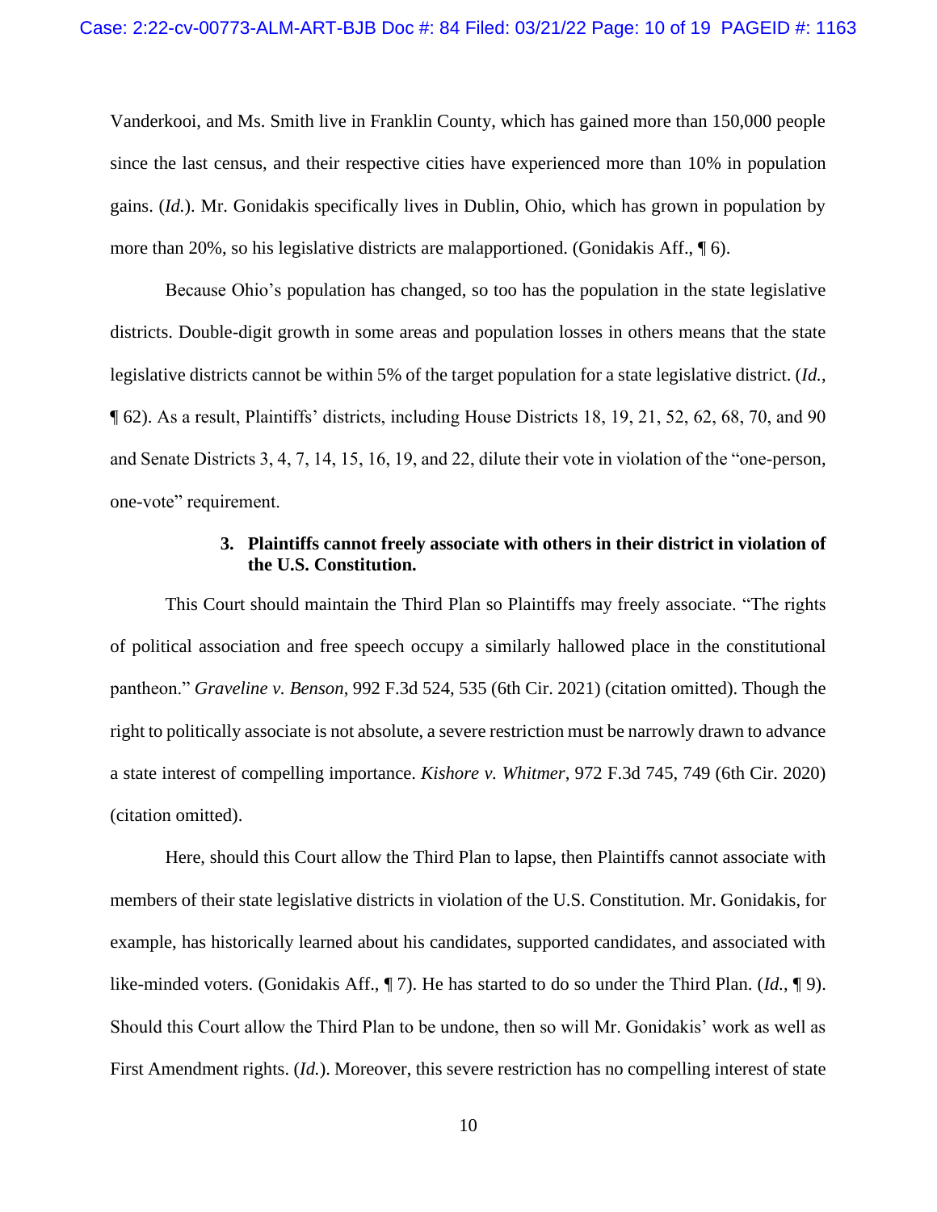Vanderkooi, and Ms. Smith live in Franklin County, which has gained more than 150,000 people since the last census, and their respective cities have experienced more than 10% in population gains. (*Id.*). Mr. Gonidakis specifically lives in Dublin, Ohio, which has grown in population by more than 20%, so his legislative districts are malapportioned. (Gonidakis Aff., ¶ 6).

Because Ohio's population has changed, so too has the population in the state legislative districts. Double-digit growth in some areas and population losses in others means that the state legislative districts cannot be within 5% of the target population for a state legislative district. (*Id.*, ¶ 62). As a result, Plaintiffs' districts, including House Districts 18, 19, 21, 52, 62, 68, 70, and 90 and Senate Districts 3, 4, 7, 14, 15, 16, 19, and 22, dilute their vote in violation of the "one-person, one-vote" requirement.

### 3. Plaintiffs cannot freely associate with others in their district in violation of the U.S. Constitution.

This Court should maintain the Third Plan so Plaintiffs may freely associate. "The rights of political association and free speech occupy a similarly hallowed place in the constitutional pantheon." *Graveline v. Benson*, 992 F.3d 524, 535 (6th Cir. 2021) (citation omitted). Though the right to politically associate is not absolute, a severe restriction must be narrowly drawn to advance a state interest of compelling importance. *Kishore v. Whitmer*, 972 F.3d 745, 749 (6th Cir. 2020) (citation omitted).

Here, should this Court allow the Third Plan to lapse, then Plaintiffs cannot associate with members of their state legislative districts in violation of the U.S. Constitution. Mr. Gonidakis, for example, has historically learned about his candidates, supported candidates, and associated with like-minded voters. (Gonidakis Aff., ¶ 7). He has started to do so under the Third Plan. (*Id.*, ¶ 9). Should this Court allow the Third Plan to be undone, then so will Mr. Gonidakis' work as well as First Amendment rights. (*Id.*). Moreover, this severe restriction has no compelling interest of state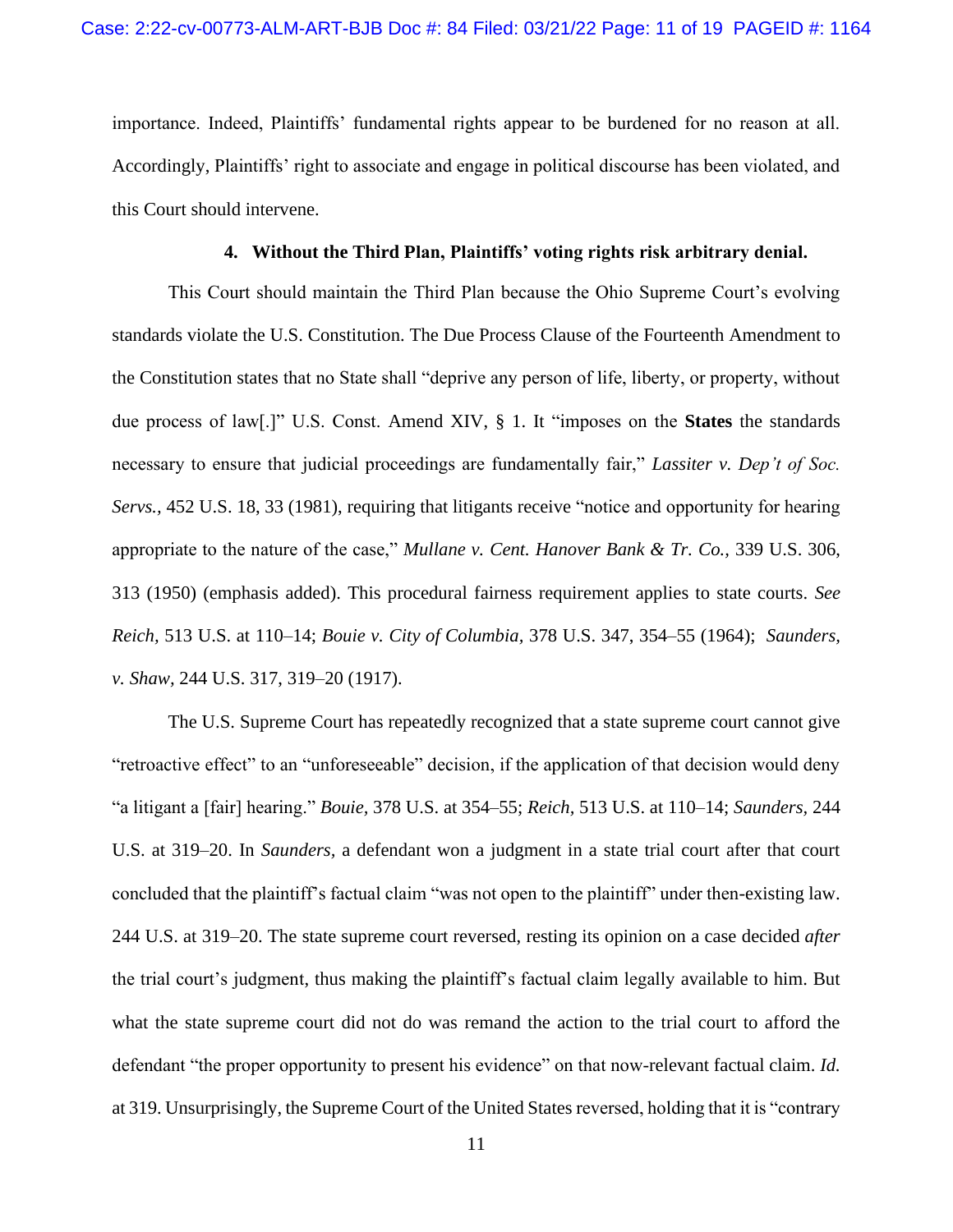importance. Indeed, Plaintiffs' fundamental rights appear to be burdened for no reason at all. Accordingly, Plaintiffs' right to associate and engage in political discourse has been violated, and this Court should intervene.

**4. Without the Third Plan, Plaintiffs' voting rights risk arbitrary denial.**

This Court should maintain the Third Plan because the Ohio Supreme Court's evolving standards violate the U.S. Constitution. The Due Process Clause of the Fourteenth Amendment to the Constitution states that no State shall "deprive any person of life, liberty, or property, without due process of law[.]" U.S. Const. Amend XIV, § 1. It "imposes on the **States** the standards necessary to ensure that judicial proceedings are fundamentally fair," *Lassiter v. Dep't of Soc. Servs.*, 452 U.S. 18, 33 (1981), requiring that litigants receive "notice and opportunity for hearing appropriate to the nature of the case," *Mullane v. Cent. Hanover Bank & Tr. Co.*, 339 U.S. 306, 313 (1950) (emphasis added). This procedural fairness requirement applies to state courts. *See Reich*, 513 U.S. at 110–14; *Bouie v. City of Columbia*, 378 U.S. 347, 354–55 (1964); *Saunders, v. Shaw*, 244 U.S. 317, 319–20 (1917).

The U.S. Supreme Court has repeatedly recognized that a state supreme court cannot give "retroactive effect" to an "unforeseeable" decision, if the application of that decision would deny "a litigant a [fair] hearing." *Bouie*, 378 U.S. at 354–55; *Reich*, 513 U.S. at 110–14; *Saunders*, 244 U.S. at 319–20. In *Saunders*, a defendant won a judgment in a state trial court after that court concluded that the plaintiff's factual claim "was not open to the plaintiff" under then-existing law. 244 U.S. at 319–20. The state supreme court reversed, resting its opinion on a case decided *after* the trial court's judgment, thus making the plaintiff's factual claim legally available to him. But what the state supreme court did not do was remand the action to the trial court to afford the defendant "the proper opportunity to present his evidence" on that now-relevant factual claim. *Id.* at 319. Unsurprisingly, the Supreme Court of the United States reversed, holding that it is "contrary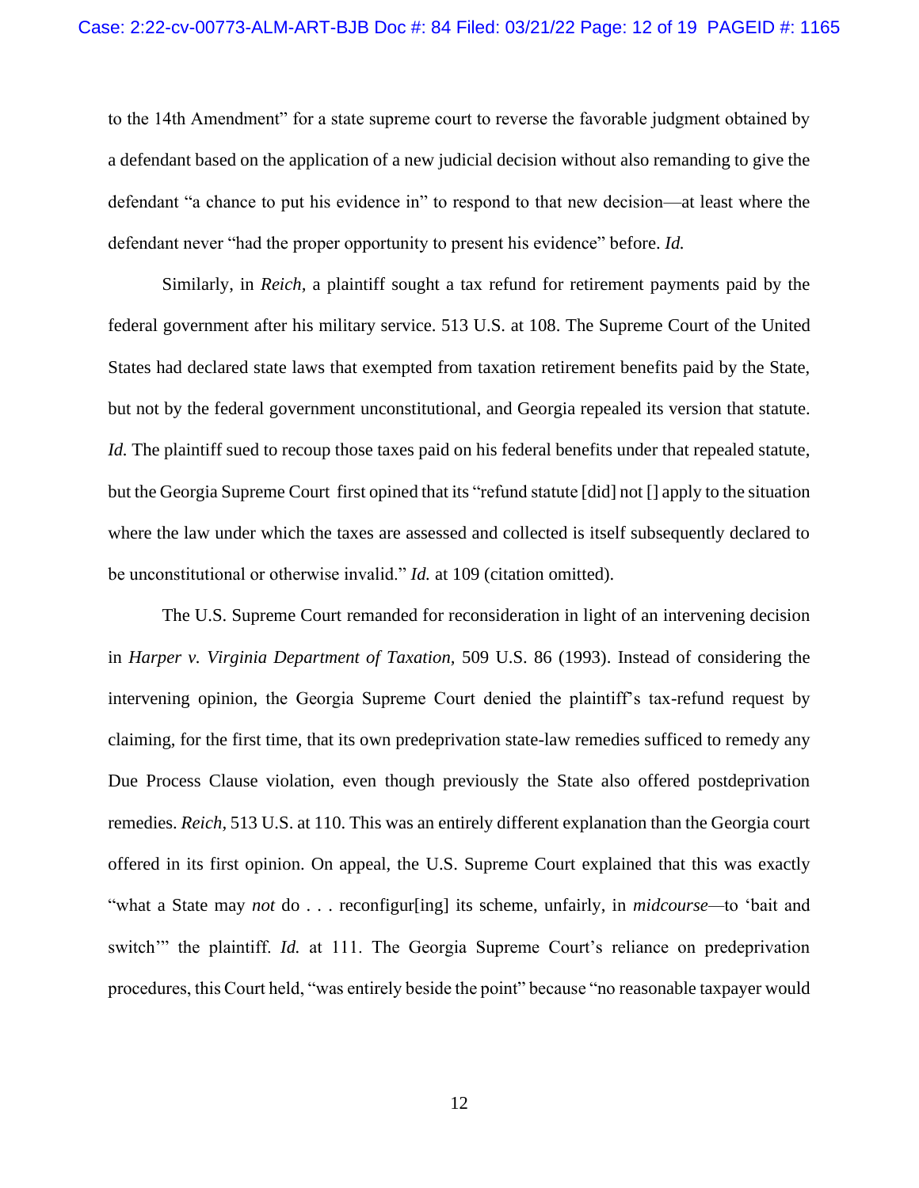to the 14th Amendment" for a state supreme court to reverse the favorable judgment obtained by a defendant based on the application of a new judicial decision without also remanding to give the defendant "a chance to put his evidence in" to respond to that new decision—at least where the defendant never "had the proper opportunity to present his evidence" before. *Id.*

Similarly, in *Reich*, a plaintiff sought a tax refund for retirement payments paid by the federal government after his military service. 513 U.S. at 108. The Supreme Court of the United States had declared state laws that exempted from taxation retirement benefits paid by the State, but not by the federal government unconstitutional, and Georgia repealed its version that statute. *Id.* The plaintiff sued to recoup those taxes paid on his federal benefits under that repealed statute, but the Georgia Supreme Court first opined that its "refund statute [did] not [] apply to the situation where the law under which the taxes are assessed and collected is itself subsequently declared to be unconstitutional or otherwise invalid." *Id.* at 109 (citation omitted).

The U.S. Supreme Court remanded for reconsideration in light of an intervening decision in *Harper v. Virginia Department of Taxation*, 509 U.S. 86 (1993). Instead of considering the intervening opinion, the Georgia Supreme Court denied the plaintiff's tax-refund request by claiming, for the first time, that its own predeprivation state-law remedies sufficed to remedy any Due Process Clause violation, even though previously the State also offered postdeprivation remedies. *Reich*, 513 U.S. at 110. This was an entirely different explanation than the Georgia court offered in its first opinion. On appeal, the U.S. Supreme Court explained that this was exactly "what a State may *not* do . . . reconfigur[ing] its scheme, unfairly, in *midcourse*—to 'bait and switch'" the plaintiff. *Id.* at 111. The Georgia Supreme Court's reliance on predeprivation procedures, this Court held, "was entirely beside the point" because "no reasonable taxpayer would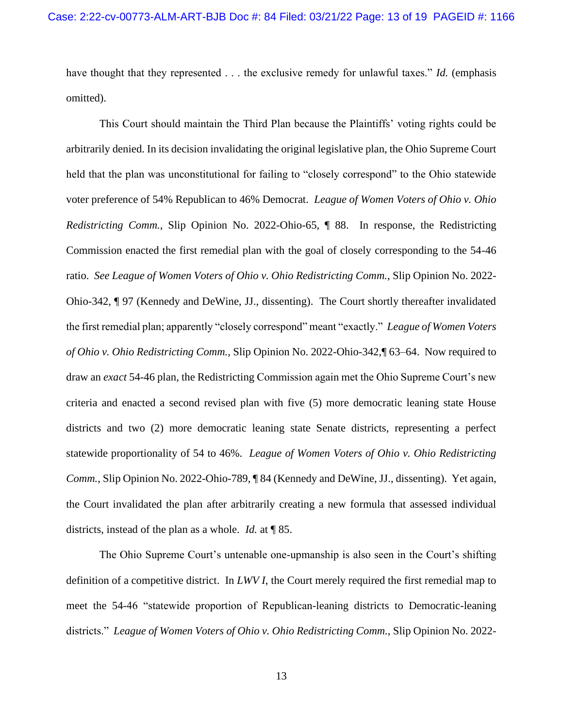have thought that they represented . . . the exclusive remedy for unlawful taxes." *Id.* (emphasis omitted).

This Court should maintain the Third Plan because the Plaintiffs' voting rights could be arbitrarily denied. In its decision invalidating the original legislative plan, the Ohio Supreme Court held that the plan was unconstitutional for failing to "closely correspond" to the Ohio statewide voter preference of 54% Republican to 46% Democrat. *League of Women Voters of Ohio v. Ohio Redistricting Comm.*, Slip Opinion No. 2022-Ohio-65, ¶ 88. In response, the Redistricting Commission enacted the first remedial plan with the goal of closely corresponding to the 54-46 ratio. *See League of Women Voters of Ohio v. Ohio Redistricting Comm.*, Slip Opinion No. 2022-Ohio-342, ¶ 97 (Kennedy and DeWine, JJ., dissenting). The Court shortly thereafter invalidated the first remedial plan; apparently "closely correspond" meant "exactly." *League of Women Voters of Ohio v. Ohio Redistricting Comm.*, Slip Opinion No. 2022-Ohio-342,¶ 63–64. Now required to draw an *exact* 54-46 plan, the Redistricting Commission again met the Ohio Supreme Court's new criteria and enacted a second revised plan with five (5) more democratic leaning state House districts and two (2) more democratic leaning state Senate districts, representing a perfect statewide proportionality of 54 to 46%. *League of Women Voters of Ohio v. Ohio Redistricting Comm.*, Slip Opinion No. 2022-Ohio-789, ¶ 84 (Kennedy and DeWine, JJ., dissenting). Yet again, the Court invalidated the plan after arbitrarily creating a new formula that assessed individual districts, instead of the plan as a whole. *Id.* at ¶ 85.

The Ohio Supreme Court's untenable one-upmanship is also seen in the Court's shifting definition of a competitive district. In *LWV I*, the Court merely required the first remedial map to meet the 54-46 "statewide proportion of Republican-leaning districts to Democratic-leaning districts." *League of Women Voters of Ohio v. Ohio Redistricting Comm.*, Slip Opinion No. 2022-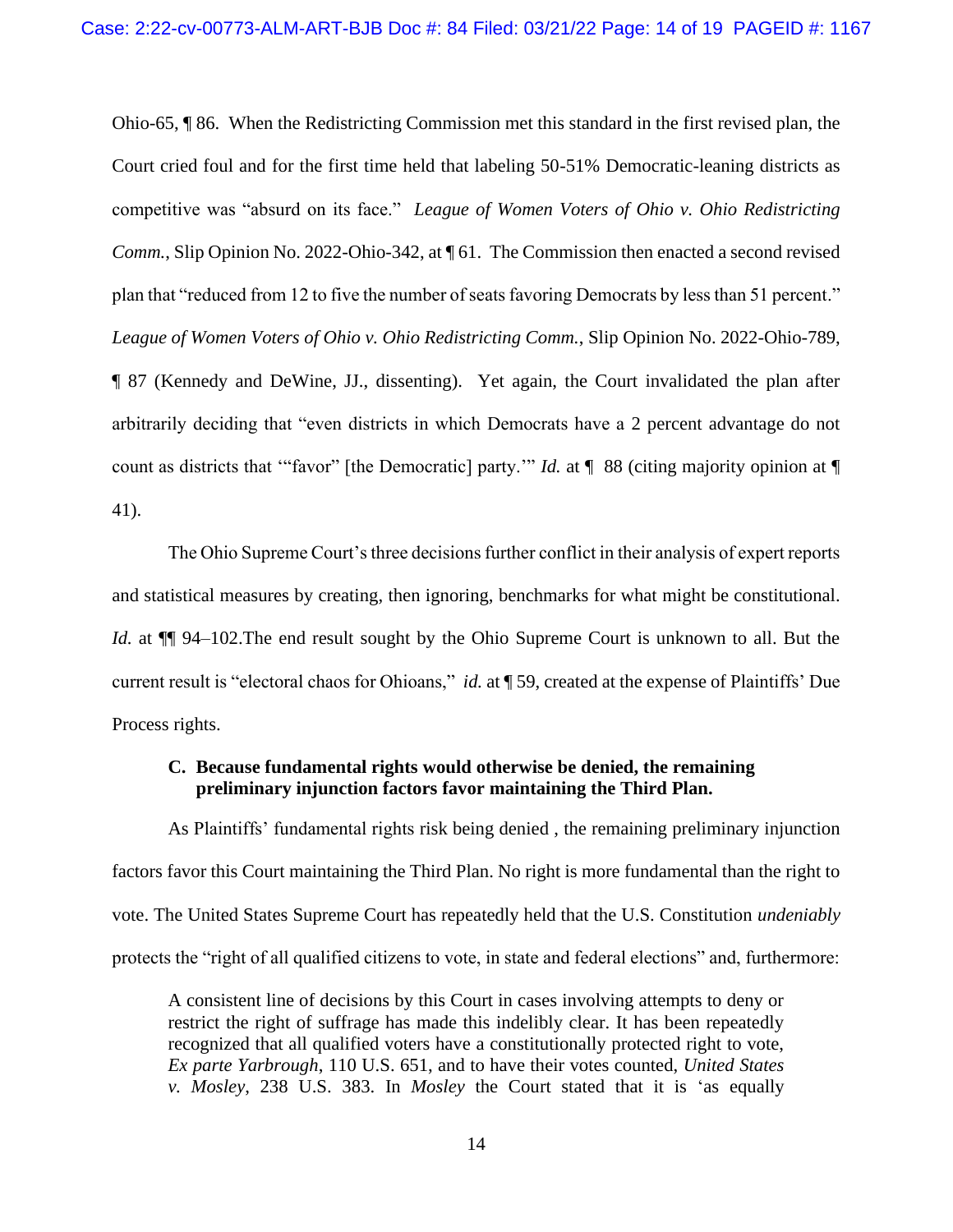Ohio-65, ¶ 86. When the Redistricting Commission met this standard in the first revised plan, the Court cried foul and for the first time held that labeling 50-51% Democratic-leaning districts as competitive was "absurd on its face." *League of Women Voters of Ohio v. Ohio Redistricting Comm.*, Slip Opinion No. 2022-Ohio-342, at ¶ 61. The Commission then enacted a second revised plan that "reduced from 12 to five the number of seats favoring Democrats by less than 51 percent." *League of Women Voters of Ohio v. Ohio Redistricting Comm.*, Slip Opinion No. 2022-Ohio-789, ¶ 87 (Kennedy and DeWine, JJ., dissenting). Yet again, the Court invalidated the plan after arbitrarily deciding that "even districts in which Democrats have a 2 percent advantage do not count as districts that '"favor" [the Democratic] party.'" *Id.* at ¶ 88 (citing majority opinion at ¶ 41).

The Ohio Supreme Court's three decisions further conflict in their analysis of expert reports and statistical measures by creating, then ignoring, benchmarks for what might be constitutional. *Id.* at ¶¶ 94–102.The end result sought by the Ohio Supreme Court is unknown to all. But the current result is "electoral chaos for Ohioans," *id.* at ¶ 59, created at the expense of Plaintiffs' Due Process rights.

### C. Because fundamental rights would otherwise be denied, the remaining preliminary injunction factors favor maintaining the Third Plan.

As Plaintiffs' fundamental rights risk being denied , the remaining preliminary injunction factors favor this Court maintaining the Third Plan. No right is more fundamental than the right to vote. The United States Supreme Court has repeatedly held that the U.S. Constitution *undeniably* protects the "right of all qualified citizens to vote, in state and federal elections" and, furthermore:

> A consistent line of decisions by this Court in cases involving attempts to deny or restrict the right of suffrage has made this indelibly clear. It has been repeatedly recognized that all qualified voters have a constitutionally protected right to vote, *Ex parte Yarbrough*, 110 U.S. 651, and to have their votes counted, *United States v. Mosley*, 238 U.S. 383. In *Mosley* the Court stated that it is 'as equally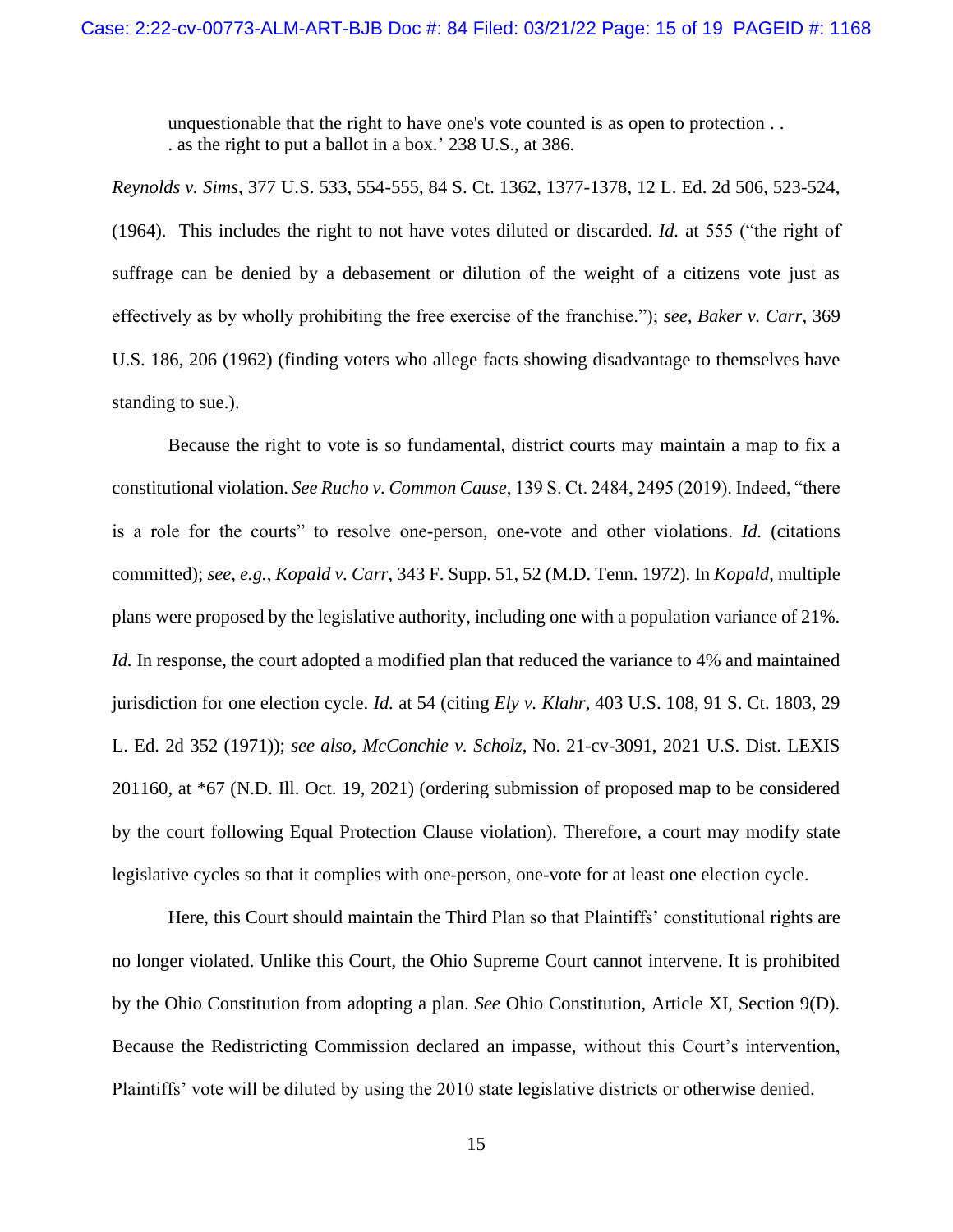> unquestionable that the right to have one's vote counted is as open to protection . . . as the right to put a ballot in a box.' 238 U.S., at 386.

*Reynolds v. Sims*, 377 U.S. 533, 554-555, 84 S. Ct. 1362, 1377-1378, 12 L. Ed. 2d 506, 523-524, (1964). This includes the right to not have votes diluted or discarded. *Id.* at 555 ("the right of suffrage can be denied by a debasement or dilution of the weight of a citizens vote just as effectively as by wholly prohibiting the free exercise of the franchise."); *see, Baker v. Carr*, 369 U.S. 186, 206 (1962) (finding voters who allege facts showing disadvantage to themselves have standing to sue.).

Because the right to vote is so fundamental, district courts may maintain a map to fix a constitutional violation. *See Rucho v. Common Cause*, 139 S. Ct. 2484, 2495 (2019). Indeed, "there is a role for the courts" to resolve one-person, one-vote and other violations. *Id.* (citations committed); *see, e.g.*, *Kopald v. Carr*, 343 F. Supp. 51, 52 (M.D. Tenn. 1972). In *Kopald*, multiple plans were proposed by the legislative authority, including one with a population variance of 21%. *Id.* In response, the court adopted a modified plan that reduced the variance to 4% and maintained jurisdiction for one election cycle. *Id.* at 54 (citing *Ely v. Klahr*, 403 U.S. 108, 91 S. Ct. 1803, 29 L. Ed. 2d 352 (1971)); *see also, McConchie v. Scholz*, No. 21-cv-3091, 2021 U.S. Dist. LEXIS 201160, at *67 (N.D. Ill. Oct. 19, 2021) (ordering submission of proposed map to be considered by the court following Equal Protection Clause violation). Therefore, a court may modify state legislative cycles so that it complies with one-person, one-vote for at least one election cycle.

Here, this Court should maintain the Third Plan so that Plaintiffs' constitutional rights are no longer violated. Unlike this Court, the Ohio Supreme Court cannot intervene. It is prohibited by the Ohio Constitution from adopting a plan. *See* Ohio Constitution, Article XI, Section 9(D). Because the Redistricting Commission declared an impasse, without this Court's intervention, Plaintiffs' vote will be diluted by using the 2010 state legislative districts or otherwise denied.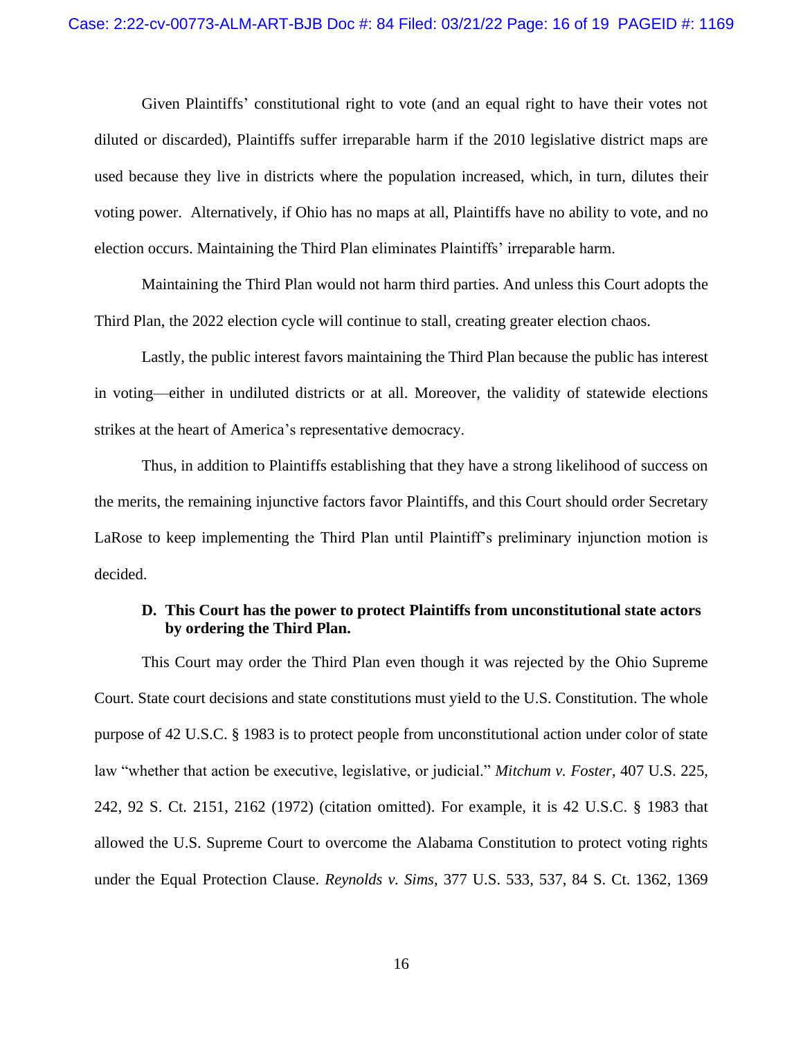Given Plaintiffs' constitutional right to vote (and an equal right to have their votes not diluted or discarded), Plaintiffs suffer irreparable harm if the 2010 legislative district maps are used because they live in districts where the population increased, which, in turn, dilutes their voting power. Alternatively, if Ohio has no maps at all, Plaintiffs have no ability to vote, and no election occurs. Maintaining the Third Plan eliminates Plaintiffs' irreparable harm.

Maintaining the Third Plan would not harm third parties. And unless this Court adopts the Third Plan, the 2022 election cycle will continue to stall, creating greater election chaos.

Lastly, the public interest favors maintaining the Third Plan because the public has interest in voting—either in undiluted districts or at all. Moreover, the validity of statewide elections strikes at the heart of America's representative democracy.

Thus, in addition to Plaintiffs establishing that they have a strong likelihood of success on the merits, the remaining injunctive factors favor Plaintiffs, and this Court should order Secretary LaRose to keep implementing the Third Plan until Plaintiff's preliminary injunction motion is decided.

### D. This Court has the power to protect Plaintiffs from unconstitutional state actors by ordering the Third Plan.

This Court may order the Third Plan even though it was rejected by the Ohio Supreme Court. State court decisions and state constitutions must yield to the U.S. Constitution. The whole purpose of 42 U.S.C. § 1983 is to protect people from unconstitutional action under color of state law "whether that action be executive, legislative, or judicial." *Mitchum v. Foster*, 407 U.S. 225, 242, 92 S. Ct. 2151, 2162 (1972) (citation omitted). For example, it is 42 U.S.C. § 1983 that allowed the U.S. Supreme Court to overcome the Alabama Constitution to protect voting rights under the Equal Protection Clause. *Reynolds v. Sims*, 377 U.S. 533, 537, 84 S. Ct. 1362, 1369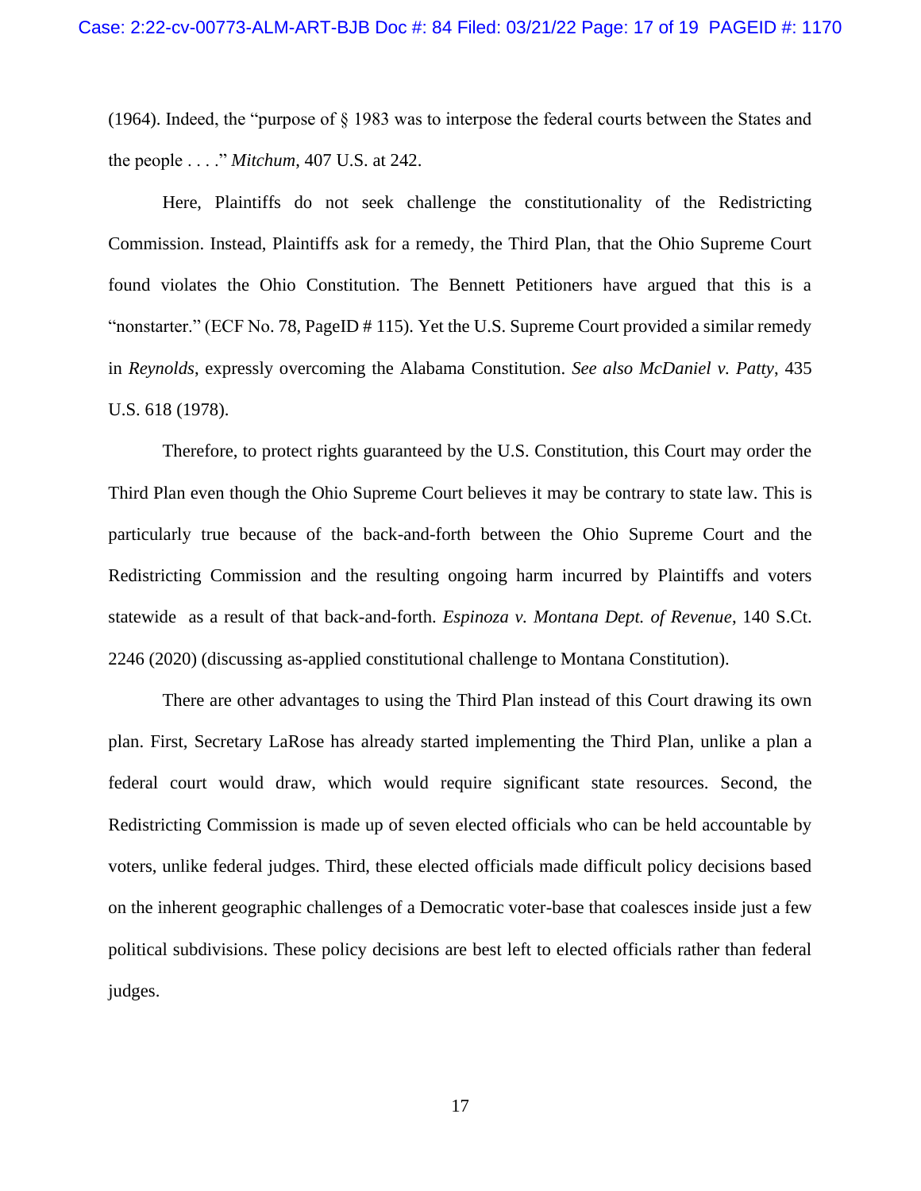(1964). Indeed, the "purpose of § 1983 was to interpose the federal courts between the States and the people . . . ." *Mitchum*, 407 U.S. at 242.

Here, Plaintiffs do not seek challenge the constitutionality of the Redistricting Commission. Instead, Plaintiffs ask for a remedy, the Third Plan, that the Ohio Supreme Court found violates the Ohio Constitution. The Bennett Petitioners have argued that this is a "nonstarter." (ECF No. 78, PageID # 115). Yet the U.S. Supreme Court provided a similar remedy in *Reynolds*, expressly overcoming the Alabama Constitution. *See also McDaniel v. Patty*, 435 U.S. 618 (1978).

Therefore, to protect rights guaranteed by the U.S. Constitution, this Court may order the Third Plan even though the Ohio Supreme Court believes it may be contrary to state law. This is particularly true because of the back-and-forth between the Ohio Supreme Court and the Redistricting Commission and the resulting ongoing harm incurred by Plaintiffs and voters statewide as a result of that back-and-forth. *Espinoza v. Montana Dept. of Revenue*, 140 S.Ct. 2246 (2020) (discussing as-applied constitutional challenge to Montana Constitution).

There are other advantages to using the Third Plan instead of this Court drawing its own plan. First, Secretary LaRose has already started implementing the Third Plan, unlike a plan a federal court would draw, which would require significant state resources. Second, the Redistricting Commission is made up of seven elected officials who can be held accountable by voters, unlike federal judges. Third, these elected officials made difficult policy decisions based on the inherent geographic challenges of a Democratic voter-base that coalesces inside just a few political subdivisions. These policy decisions are best left to elected officials rather than federal judges.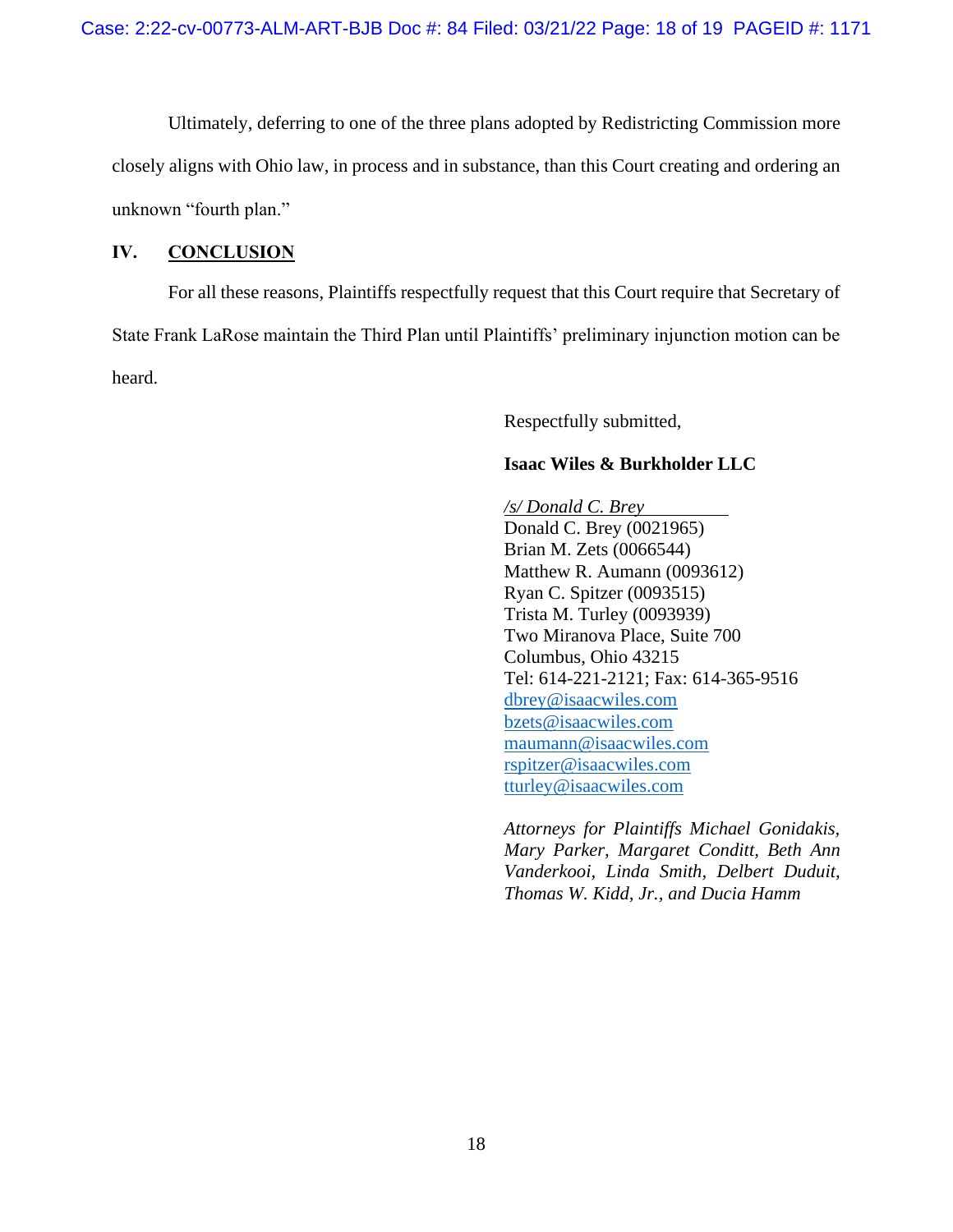Ultimately, deferring to one of the three plans adopted by Redistricting Commission more closely aligns with Ohio law, in process and in substance, than this Court creating and ordering an unknown "fourth plan."

## IV. CONCLUSION

For all these reasons, Plaintiffs respectfully request that this Court require that Secretary of State Frank LaRose maintain the Third Plan until Plaintiffs' preliminary injunction motion can be heard.

Respectfully submitted,

**Isaac Wiles & Burkholder LLC**

*/s/ Donald C. Brey*
Donald C. Brey (0021965)
Brian M. Zets (0066544)
Matthew R. Aumann (0093612)
Ryan C. Spitzer (0093515)
Trista M. Turley (0093939)
Two Miranova Place, Suite 700
Columbus, Ohio 43215
Tel: 614-221-2121; Fax: 614-365-9516
dbrey@isaacwiles.com
bzets@isaacwiles.com
maumann@isaacwiles.com
rspitzer@isaacwiles.com
tturley@isaacwiles.com

*Attorneys for Plaintiffs Michael Gonidakis, Mary Parker, Margaret Conditt, Beth Ann Vanderkooi, Linda Smith, Delbert Duduit, Thomas W. Kidd, Jr., and Ducia Hamm*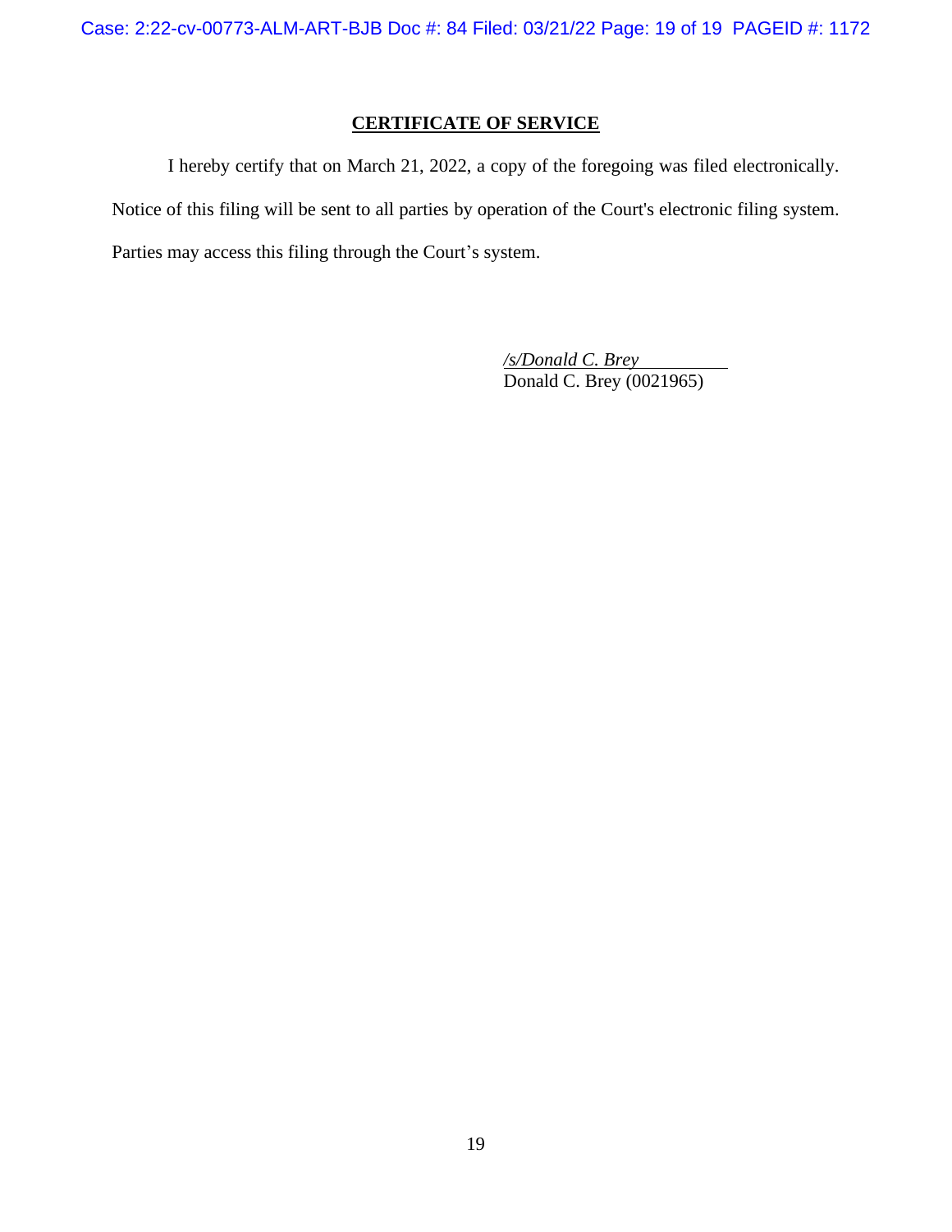## CERTIFICATE OF SERVICE

I hereby certify that on March 21, 2022, a copy of the foregoing was filed electronically. Notice of this filing will be sent to all parties by operation of the Court's electronic filing system. Parties may access this filing through the Court's system.

*/s/Donald C. Brey*
Donald C. Brey (0021965)